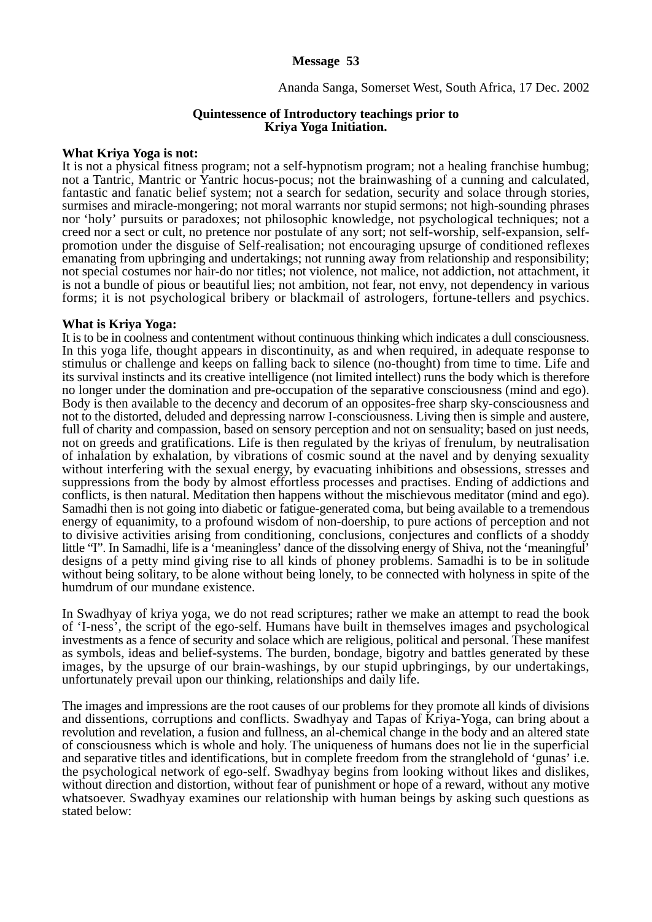**Message 53**

Ananda Sanga, Somerset West, South Africa, 17 Dec. 2002

**Quintessence of Introductory teachings prior to Kriya Yoga Initiation.**

**What Kriya Yoga is not:**
It is not a physical fitness program; not a self-hypnotism program; not a healing franchise humbug; not a Tantric, Mantric or Yantric hocus-pocus; not the brainwashing of a cunning and calculated, fantastic and fanatic belief system; not a search for sedation, security and solace through stories, surmises and miracle-mongering; not moral warrants nor stupid sermons; not high-sounding phrases nor 'holy' pursuits or paradoxes; not philosophic knowledge, not psychological techniques; not a creed nor a sect or cult, no pretence nor postulate of any sort; not self-worship, self-expansion, self-promotion under the disguise of Self-realisation; not encouraging upsurge of conditioned reflexes emanating from upbringing and undertakings; not running away from relationship and responsibility; not special costumes nor hair-do nor titles; not violence, not malice, not addiction, not attachment, it is not a bundle of pious or beautiful lies; not ambition, not fear, not envy, not dependency in various forms; it is not psychological bribery or blackmail of astrologers, fortune-tellers and psychics.

**What is Kriya Yoga:**
It is to be in coolness and contentment without continuous thinking which indicates a dull consciousness. In this yoga life, thought appears in discontinuity, as and when required, in adequate response to stimulus or challenge and keeps on falling back to silence (no-thought) from time to time. Life and its survival instincts and its creative intelligence (not limited intellect) runs the body which is therefore no longer under the domination and pre-occupation of the separative consciousness (mind and ego). Body is then available to the decency and decorum of an opposites-free sharp sky-consciousness and not to the distorted, deluded and depressing narrow I-consciousness. Living then is simple and austere, full of charity and compassion, based on sensory perception and not on sensuality; based on just needs, not on greeds and gratifications. Life is then regulated by the kriyas of frenulum, by neutralisation of inhalation by exhalation, by vibrations of cosmic sound at the navel and by denying sexuality without interfering with the sexual energy, by evacuating inhibitions and obsessions, stresses and suppressions from the body by almost effortless processes and practises. Ending of addictions and conflicts, is then natural. Meditation then happens without the mischievous meditator (mind and ego). Samadhi then is not going into diabetic or fatigue-generated coma, but being available to a tremendous energy of equanimity, to a profound wisdom of non-doership, to pure actions of perception and not to divisive activities arising from conditioning, conclusions, conjectures and conflicts of a shoddy little "I". In Samadhi, life is a 'meaningless' dance of the dissolving energy of Shiva, not the 'meaningful' designs of a petty mind giving rise to all kinds of phoney problems. Samadhi is to be in solitude without being solitary, to be alone without being lonely, to be connected with holyness in spite of the humdrum of our mundane existence.

In Swadhyay of kriya yoga, we do not read scriptures; rather we make an attempt to read the book of 'I-ness', the script of the ego-self. Humans have built in themselves images and psychological investments as a fence of security and solace which are religious, political and personal. These manifest as symbols, ideas and belief-systems. The burden, bondage, bigotry and battles generated by these images, by the upsurge of our brain-washings, by our stupid upbringings, by our undertakings, unfortunately prevail upon our thinking, relationships and daily life.

The images and impressions are the root causes of our problems for they promote all kinds of divisions and dissentions, corruptions and conflicts. Swadhyay and Tapas of Kriya-Yoga, can bring about a revolution and revelation, a fusion and fullness, an al-chemical change in the body and an altered state of consciousness which is whole and holy. The uniqueness of humans does not lie in the superficial and separative titles and identifications, but in complete freedom from the stranglehold of 'gunas' i.e. the psychological network of ego-self. Swadhyay begins from looking without likes and dislikes, without direction and distortion, without fear of punishment or hope of a reward, without any motive whatsoever. Swadhyay examines our relationship with human beings by asking such questions as stated below: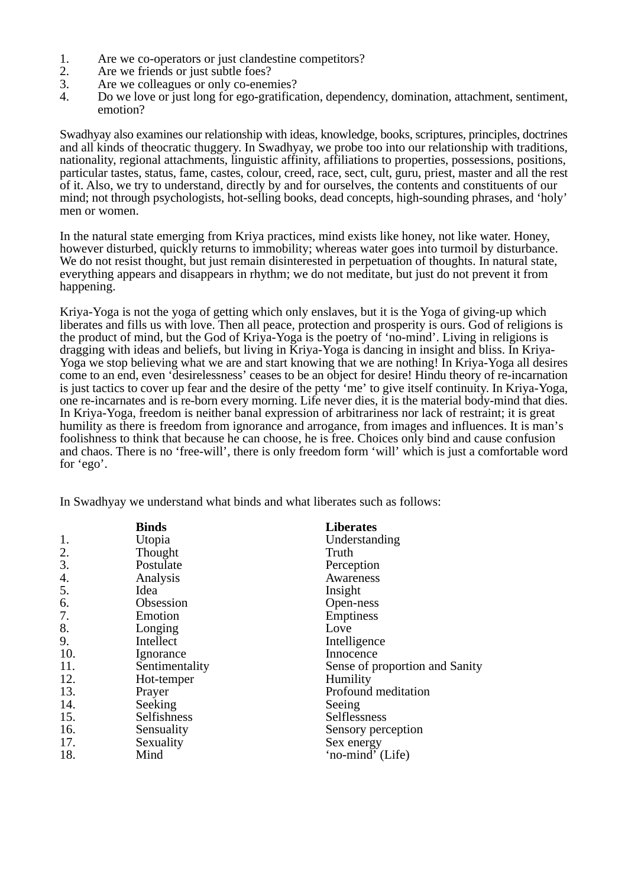1. Are we co-operators or just clandestine competitors?
2. Are we friends or just subtle foes?
3. Are we colleagues or only co-enemies?
4. Do we love or just long for ego-gratification, dependency, domination, attachment, sentiment, emotion?

Swadhyay also examines our relationship with ideas, knowledge, books, scriptures, principles, doctrines and all kinds of theocratic thuggery. In Swadhyay, we probe too into our relationship with traditions, nationality, regional attachments, linguistic affinity, affiliations to properties, possessions, positions, particular tastes, status, fame, castes, colour, creed, race, sect, cult, guru, priest, master and all the rest of it. Also, we try to understand, directly by and for ourselves, the contents and constituents of our mind; not through psychologists, hot-selling books, dead concepts, high-sounding phrases, and 'holy' men or women.

In the natural state emerging from Kriya practices, mind exists like honey, not like water. Honey, however disturbed, quickly returns to immobility; whereas water goes into turmoil by disturbance. We do not resist thought, but just remain disinterested in perpetuation of thoughts. In natural state, everything appears and disappears in rhythm; we do not meditate, but just do not prevent it from happening.

Kriya-Yoga is not the yoga of getting which only enslaves, but it is the Yoga of giving-up which liberates and fills us with love. Then all peace, protection and prosperity is ours. God of religions is the product of mind, but the God of Kriya-Yoga is the poetry of 'no-mind'. Living in religions is dragging with ideas and beliefs, but living in Kriya-Yoga is dancing in insight and bliss. In Kriya-Yoga we stop believing what we are and start knowing that we are nothing! In Kriya-Yoga all desires come to an end, even 'desirelessness' ceases to be an object for desire! Hindu theory of re-incarnation is just tactics to cover up fear and the desire of the petty 'me' to give itself continuity. In Kriya-Yoga, one re-incarnates and is re-born every morning. Life never dies, it is the material body-mind that dies. In Kriya-Yoga, freedom is neither banal expression of arbitrariness nor lack of restraint; it is great humility as there is freedom from ignorance and arrogance, from images and influences. It is man's foolishness to think that because he can choose, he is free. Choices only bind and cause confusion and chaos. There is no 'free-will', there is only freedom form 'will' which is just a comfortable word for 'ego'.

In Swadhyay we understand what binds and what liberates such as follows:

| | **Binds** | **Liberates** |
|---|---|---|
| 1. | Utopia | Understanding |
| 2. | Thought | Truth |
| 3. | Postulate | Perception |
| 4. | Analysis | Awareness |
| 5. | Idea | Insight |
| 6. | Obsession | Open-ness |
| 7. | Emotion | Emptiness |
| 8. | Longing | Love |
| 9. | Intellect | Intelligence |
| 10. | Ignorance | Innocence |
| 11. | Sentimentality | Sense of proportion and Sanity |
| 12. | Hot-temper | Humility |
| 13. | Prayer | Profound meditation |
| 14. | Seeking | Seeing |
| 15. | Selfishness | Selflessness |
| 16. | Sensuality | Sensory perception |
| 17. | Sexuality | Sex energy |
| 18. | Mind | 'no-mind' (Life) |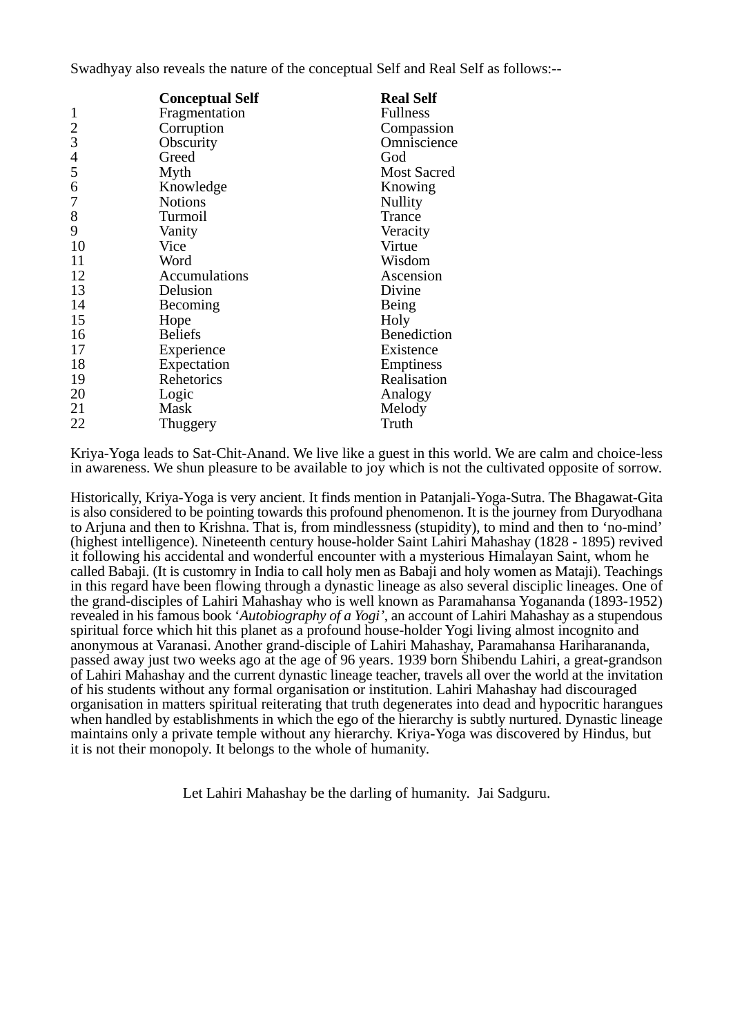Swadhyay also reveals the nature of the conceptual Self and Real Self as follows:--

| | Conceptual Self | Real Self |
|---|---|---|
| 1 | Fragmentation | Fullness |
| 2 | Corruption | Compassion |
| 3 | Obscurity | Omniscience |
| 4 | Greed | God |
| 5 | Myth | Most Sacred |
| 6 | Knowledge | Knowing |
| 7 | Notions | Nullity |
| 8 | Turmoil | Trance |
| 9 | Vanity | Veracity |
| 10 | Vice | Virtue |
| 11 | Word | Wisdom |
| 12 | Accumulations | Ascension |
| 13 | Delusion | Divine |
| 14 | Becoming | Being |
| 15 | Hope | Holy |
| 16 | Beliefs | Benediction |
| 17 | Experience | Existence |
| 18 | Expectation | Emptiness |
| 19 | Rehetorics | Realisation |
| 20 | Logic | Analogy |
| 21 | Mask | Melody |
| 22 | Thuggery | Truth |

Kriya-Yoga leads to Sat-Chit-Anand. We live like a guest in this world. We are calm and choice-less in awareness. We shun pleasure to be available to joy which is not the cultivated opposite of sorrow.

Historically, Kriya-Yoga is very ancient. It finds mention in Patanjali-Yoga-Sutra. The Bhagawat-Gita is also considered to be pointing towards this profound phenomenon. It is the journey from Duryodhana to Arjuna and then to Krishna. That is, from mindlessness (stupidity), to mind and then to 'no-mind' (highest intelligence). Nineteenth century house-holder Saint Lahiri Mahashay (1828 - 1895) revived it following his accidental and wonderful encounter with a mysterious Himalayan Saint, whom he called Babaji. (It is customry in India to call holy men as Babaji and holy women as Mataji). Teachings in this regard have been flowing through a dynastic lineage as also several disciplic lineages. One of the grand-disciples of Lahiri Mahashay who is well known as Paramahansa Yogananda (1893-1952) revealed in his famous book '*Autobiography of a Yogi'*, an account of Lahiri Mahashay as a stupendous spiritual force which hit this planet as a profound house-holder Yogi living almost incognito and anonymous at Varanasi. Another grand-disciple of Lahiri Mahashay, Paramahansa Hariharananda, passed away just two weeks ago at the age of 96 years. 1939 born Shibendu Lahiri, a great-grandson of Lahiri Mahashay and the current dynastic lineage teacher, travels all over the world at the invitation of his students without any formal organisation or institution. Lahiri Mahashay had discouraged organisation in matters spiritual reiterating that truth degenerates into dead and hypocritic harangues when handled by establishments in which the ego of the hierarchy is subtly nurtured. Dynastic lineage maintains only a private temple without any hierarchy. Kriya-Yoga was discovered by Hindus, but it is not their monopoly. It belongs to the whole of humanity.

Let Lahiri Mahashay be the darling of humanity.  Jai Sadguru.